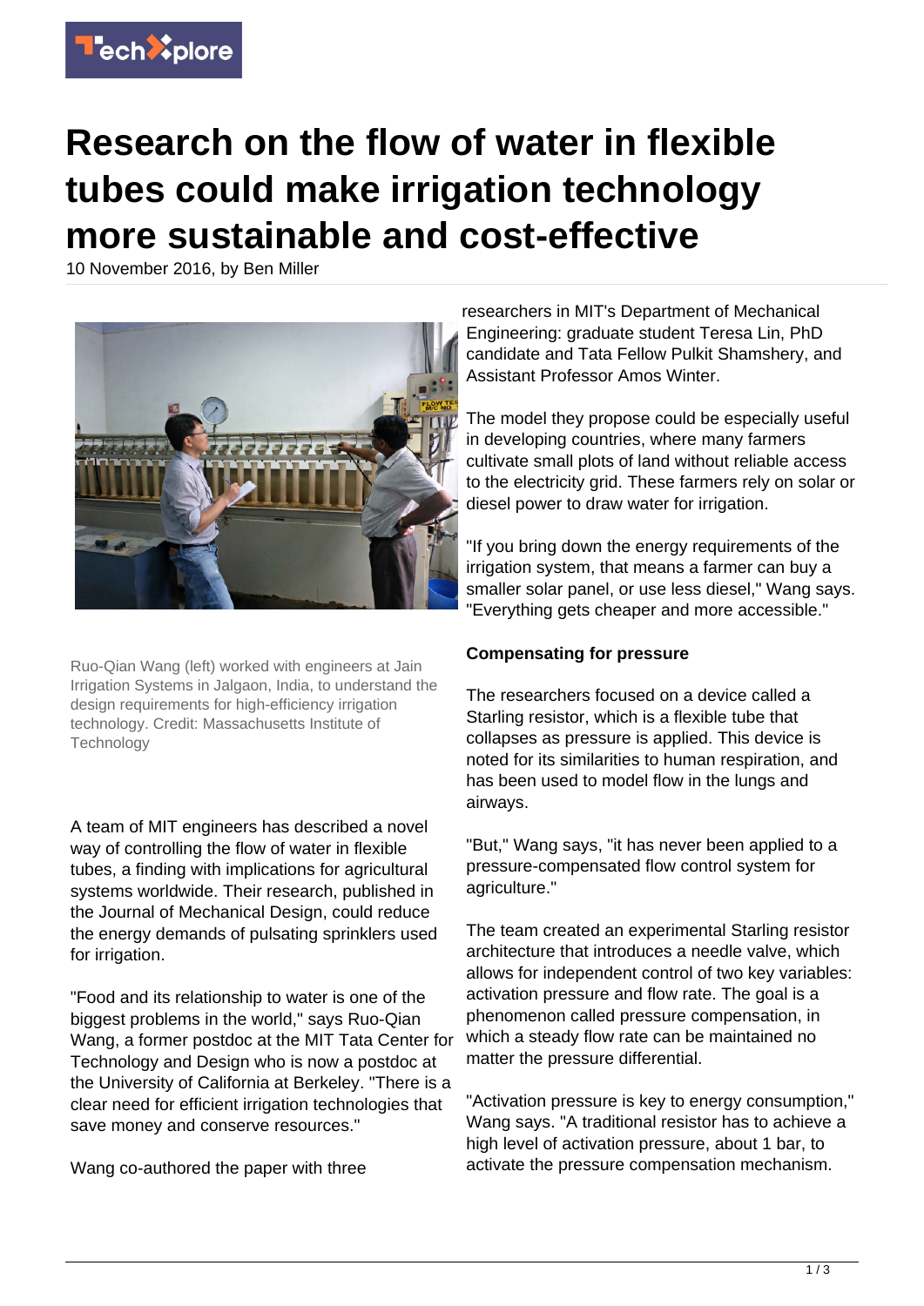# Research on the flow of water in flexible tubes could make irrigation technology more sustainable and cost-effective

10 November 2016, by Ben Miller

Ruo-Qian Wang (left) worked with engineers at Jain Irrigation Systems in Jalgaon, India, to understand the design requirements for high-efficiency irrigation technology. Credit: Massachusetts Institute of Technology

A team of MIT engineers has described a novel way of controlling the flow of water in flexible tubes, a finding with implications for agricultural systems worldwide. Their research, published in the Journal of Mechanical Design, could reduce the energy demands of pulsating sprinklers used for irrigation.

"Food and its relationship to water is one of the biggest problems in the world," says Ruo-Qian Wang, a former postdoc at the MIT Tata Center for Technology and Design who is now a postdoc at the University of California at Berkeley. "There is a clear need for efficient irrigation technologies that save money and conserve resources."

Wang co-authored the paper with three researchers in MIT's Department of Mechanical Engineering: graduate student Teresa Lin, PhD candidate and Tata Fellow Pulkit Shamshery, and Assistant Professor Amos Winter.

The model they propose could be especially useful in developing countries, where many farmers cultivate small plots of land without reliable access to the electricity grid. These farmers rely on solar or diesel power to draw water for irrigation.

"If you bring down the energy requirements of the irrigation system, that means a farmer can buy a smaller solar panel, or use less diesel," Wang says. "Everything gets cheaper and more accessible."

**Compensating for pressure**

The researchers focused on a device called a Starling resistor, which is a flexible tube that collapses as pressure is applied. This device is noted for its similarities to human respiration, and has been used to model flow in the lungs and airways.

"But," Wang says, "it has never been applied to a pressure-compensated flow control system for agriculture."

The team created an experimental Starling resistor architecture that introduces a needle valve, which allows for independent control of two key variables: activation pressure and flow rate. The goal is a phenomenon called pressure compensation, in which a steady flow rate can be maintained no matter the pressure differential.

"Activation pressure is key to energy consumption," Wang says. "A traditional resistor has to achieve a high level of activation pressure, about 1 bar, to activate the pressure compensation mechanism.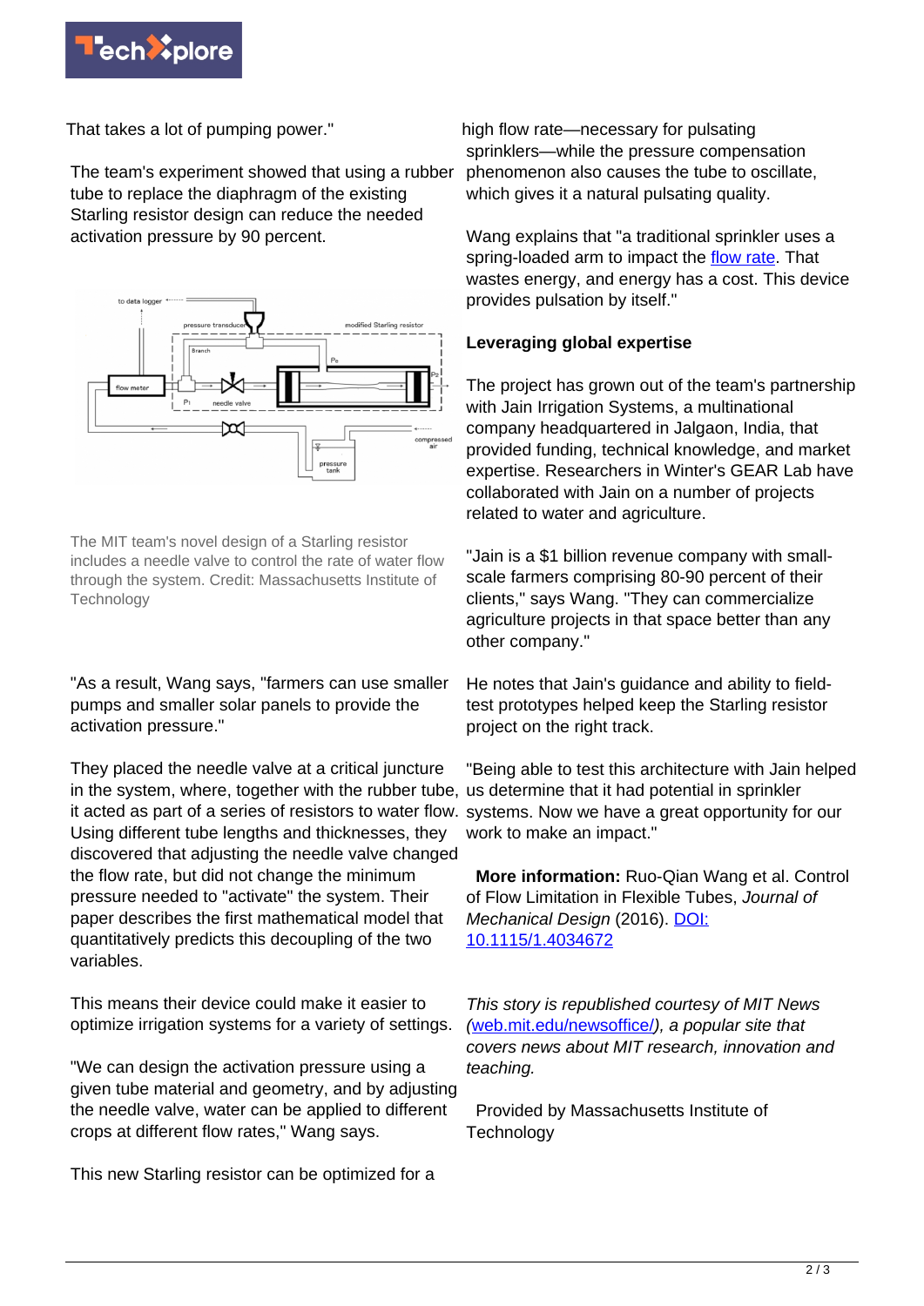That takes a lot of pumping power."

The team's experiment showed that using a rubber tube to replace the diaphragm of the existing Starling resistor design can reduce the needed activation pressure by 90 percent.

The MIT team's novel design of a Starling resistor includes a needle valve to control the rate of water flow through the system. Credit: Massachusetts Institute of Technology

"As a result, Wang says, "farmers can use smaller pumps and smaller solar panels to provide the activation pressure."

They placed the needle valve at a critical juncture in the system, where, together with the rubber tube, it acted as part of a series of resistors to water flow. Using different tube lengths and thicknesses, they discovered that adjusting the needle valve changed the flow rate, but did not change the minimum pressure needed to "activate" the system. Their paper describes the first mathematical model that quantitatively predicts this decoupling of the two variables.

This means their device could make it easier to optimize irrigation systems for a variety of settings.

"We can design the activation pressure using a given tube material and geometry, and by adjusting the needle valve, water can be applied to different crops at different flow rates," Wang says.

This new Starling resistor can be optimized for a high flow rate—necessary for pulsating sprinklers—while the pressure compensation phenomenon also causes the tube to oscillate, which gives it a natural pulsating quality.

Wang explains that "a traditional sprinkler uses a spring-loaded arm to impact the flow rate. That wastes energy, and energy has a cost. This device provides pulsation by itself."

**Leveraging global expertise**

The project has grown out of the team's partnership with Jain Irrigation Systems, a multinational company headquartered in Jalgaon, India, that provided funding, technical knowledge, and market expertise. Researchers in Winter's GEAR Lab have collaborated with Jain on a number of projects related to water and agriculture.

"Jain is a $1 billion revenue company with small-scale farmers comprising 80-90 percent of their clients," says Wang. "They can commercialize agriculture projects in that space better than any other company."

He notes that Jain's guidance and ability to field-test prototypes helped keep the Starling resistor project on the right track.

"Being able to test this architecture with Jain helped us determine that it had potential in sprinkler systems. Now we have a great opportunity for our work to make an impact."

**More information:** Ruo-Qian Wang et al. Control of Flow Limitation in Flexible Tubes, *Journal of Mechanical Design* (2016). DOI: 10.1115/1.4034672

*This story is republished courtesy of MIT News (web.mit.edu/newsoffice/), a popular site that covers news about MIT research, innovation and teaching.*

Provided by Massachusetts Institute of Technology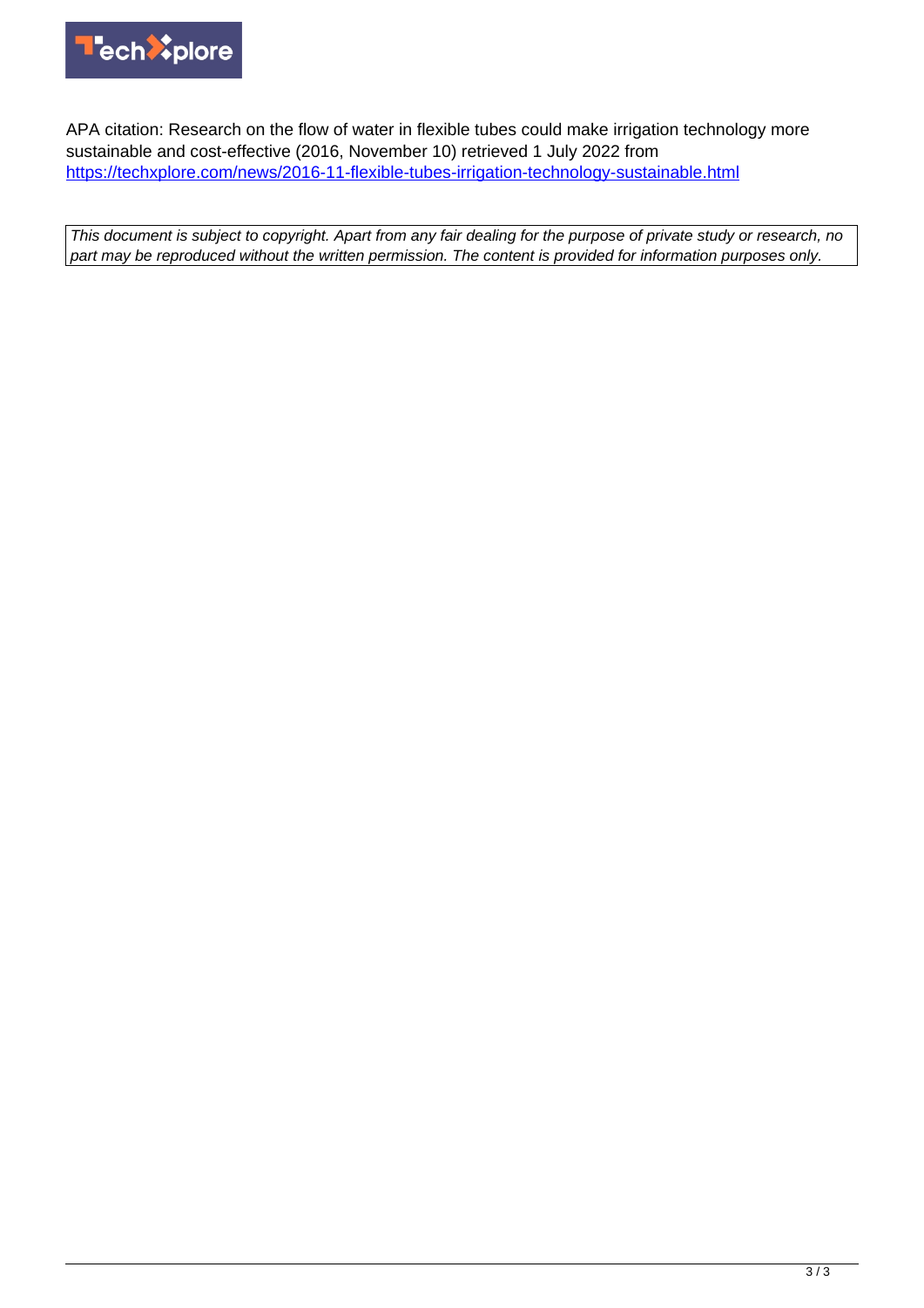APA citation: Research on the flow of water in flexible tubes could make irrigation technology more sustainable and cost-effective (2016, November 10) retrieved 1 July 2022 from https://techxplore.com/news/2016-11-flexible-tubes-irrigation-technology-sustainable.html

*This document is subject to copyright. Apart from any fair dealing for the purpose of private study or research, no part may be reproduced without the written permission. The content is provided for information purposes only.*